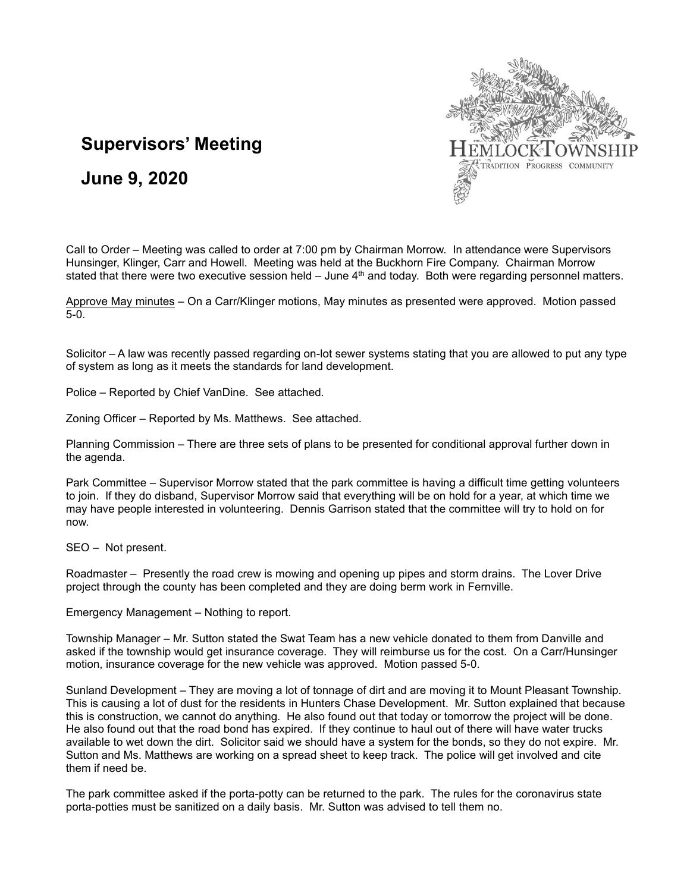# Supervisors' Meeting

## June 9, 2020

Call to Order – Meeting was called to order at 7:00 pm by Chairman Morrow. In attendance were Supervisors Hunsinger, Klinger, Carr and Howell. Meeting was held at the Buckhorn Fire Company. Chairman Morrow stated that there were two executive session held – June 4th and today. Both were regarding personnel matters.

Approve May minutes – On a Carr/Klinger motions, May minutes as presented were approved. Motion passed 5-0.

Solicitor – A law was recently passed regarding on-lot sewer systems stating that you are allowed to put any type of system as long as it meets the standards for land development.

Police – Reported by Chief VanDine. See attached.

Zoning Officer – Reported by Ms. Matthews. See attached.

Planning Commission – There are three sets of plans to be presented for conditional approval further down in the agenda.

Park Committee – Supervisor Morrow stated that the park committee is having a difficult time getting volunteers to join. If they do disband, Supervisor Morrow said that everything will be on hold for a year, at which time we may have people interested in volunteering. Dennis Garrison stated that the committee will try to hold on for now.

SEO – Not present.

Roadmaster – Presently the road crew is mowing and opening up pipes and storm drains. The Lover Drive project through the county has been completed and they are doing berm work in Fernville.

Emergency Management – Nothing to report.

Township Manager – Mr. Sutton stated the Swat Team has a new vehicle donated to them from Danville and askhed if the township would get insurance coverage. They will reimburse us for the cost. On a Carr/Hunsinger motion, insurance coverage for the new vehicle was approved. Motion passed 5-0.

Sunland Development – They are moving a lot of tonnage of dirt and are moving it to Mount Pleasant Township. This is causing a lot of dust for the residents in Hunters Chase Development. Mr. Sutton explained that because this is construction, we cannot do anything. He also found out that today or tomorrow the project will be done. He also found out that the road bond has expired. If they continue to haul out of there will have water trucks available to wet down the dirt. Solicitor said we should have a system for the bonds, so they do not expire. Mr. Sutton and Ms. Matthews are working on a spread sheet to keep track. The police will get involved and cite them if need be.

The park committee asked if the porta-potty can be returned to the park. The rules for the coronavirus state porta-potties must be sanitized on a daily basis. Mr. Sutton was advised to tell them no.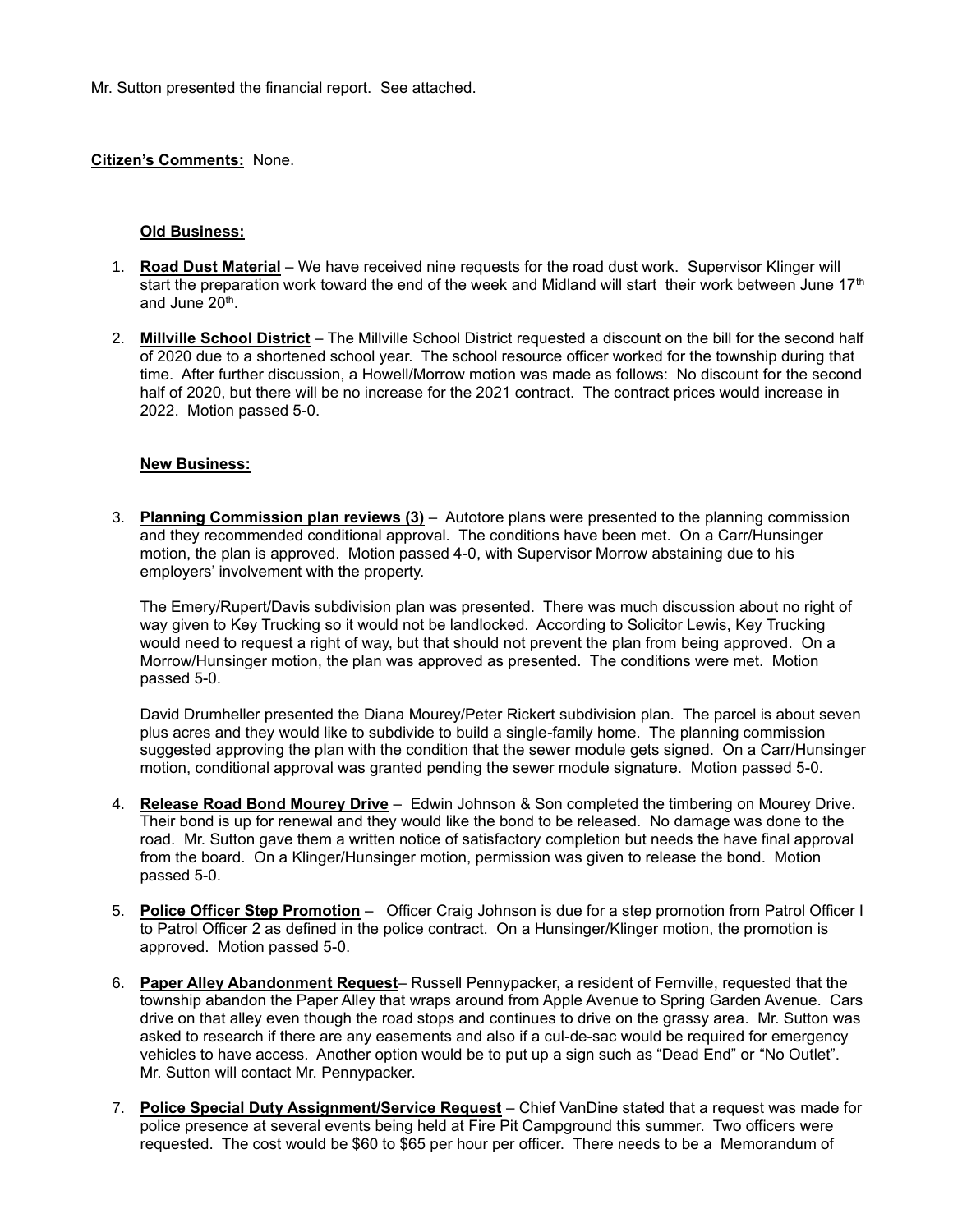Mr. Sutton presented the financial report. See attached.

**Citizen's Comments:** None.

**Old Business:**

1. **Road Dust Material** – We have received nine requests for the road dust work. Supervisor Klinger will start the preparation work toward the end of the week and Midland will start their work between June 17th and June 20th.

2. **Millville School District** – The Millville School District requested a discount on the bill for the second half of 2020 due to a shortened school year. The school resource officer worked for the township during that time. After further discussion, a Howell/Morrow motion was made as follows: No discount for the second half of 2020, but there will be no increase for the 2021 contract. The contract prices would increase in 2022. Motion passed 5-0.

**New Business:**

3. **Planning Commission plan reviews (3)** – Autotore plans were presented to the planning commission and they recommended conditional approval. The conditions have been met. On a Carr/Hunsinger motion, the plan is approved. Motion passed 4-0, with Supervisor Morrow abstaining due to his employers' involvement with the property.

   The Emery/Rupert/Davis subdivision plan was presented. There was much discussion about no right of way given to Key Trucking so it would not be landlocked. According to Solicitor Lewis, Key Trucking would need to request a right of way, but that should not prevent the plan from being approved. On a Morrow/Hunsinger motion, the plan was approved as presented. The conditions were met. Motion passed 5-0.

   David Drumheller presented the Diana Mourey/Peter Rickert subdivision plan. The parcel is about seven plus acres and they would like to subdivide to build a single-family home. The planning commission suggested approving the plan with the condition that the sewer module gets signed. On a Carr/Hunsinger motion, conditional approval was granted pending the sewer module signature. Motion passed 5-0.

4. **Release Road Bond Mourey Drive** – Edwin Johnson & Son completed the timbering on Mourey Drive. Their bond is up for renewal and they would like the bond to be released. No damage was done to the road. Mr. Sutton gave them a written notice of satisfactory completion but needs the have final approval from the board. On a Klinger/Hunsinger motion, permission was given to release the bond. Motion passed 5-0.

5. **Police Officer Step Promotion** – Officer Craig Johnson is due for a step promotion from Patrol Officer I to Patrol Officer 2 as defined in the police contract. On a Hunsinger/Klinger motion, the promotion is approved. Motion passed 5-0.

6. **Paper Alley Abandonment Request**– Russell Pennypacker, a resident of Fernville, requested that the township abandon the Paper Alley that wraps around from Apple Avenue to Spring Garden Avenue. Cars drive on that alley even though the road stops and continues to drive on the grassy area. Mr. Sutton was asked to research if there are any easements and also if a cul-de-sac would be required for emergency vehicles to have access. Another option would be to put up a sign such as "Dead End" or "No Outlet". Mr. Sutton will contact Mr. Pennypacker.

7. **Police Special Duty Assignment/Service Request** – Chief VanDine stated that a request was made for police presence at several events being held at Fire Pit Campground this summer. Two officers were requested. The cost would be $60 to $65 per hour per officer. There needs to be a Memorandum of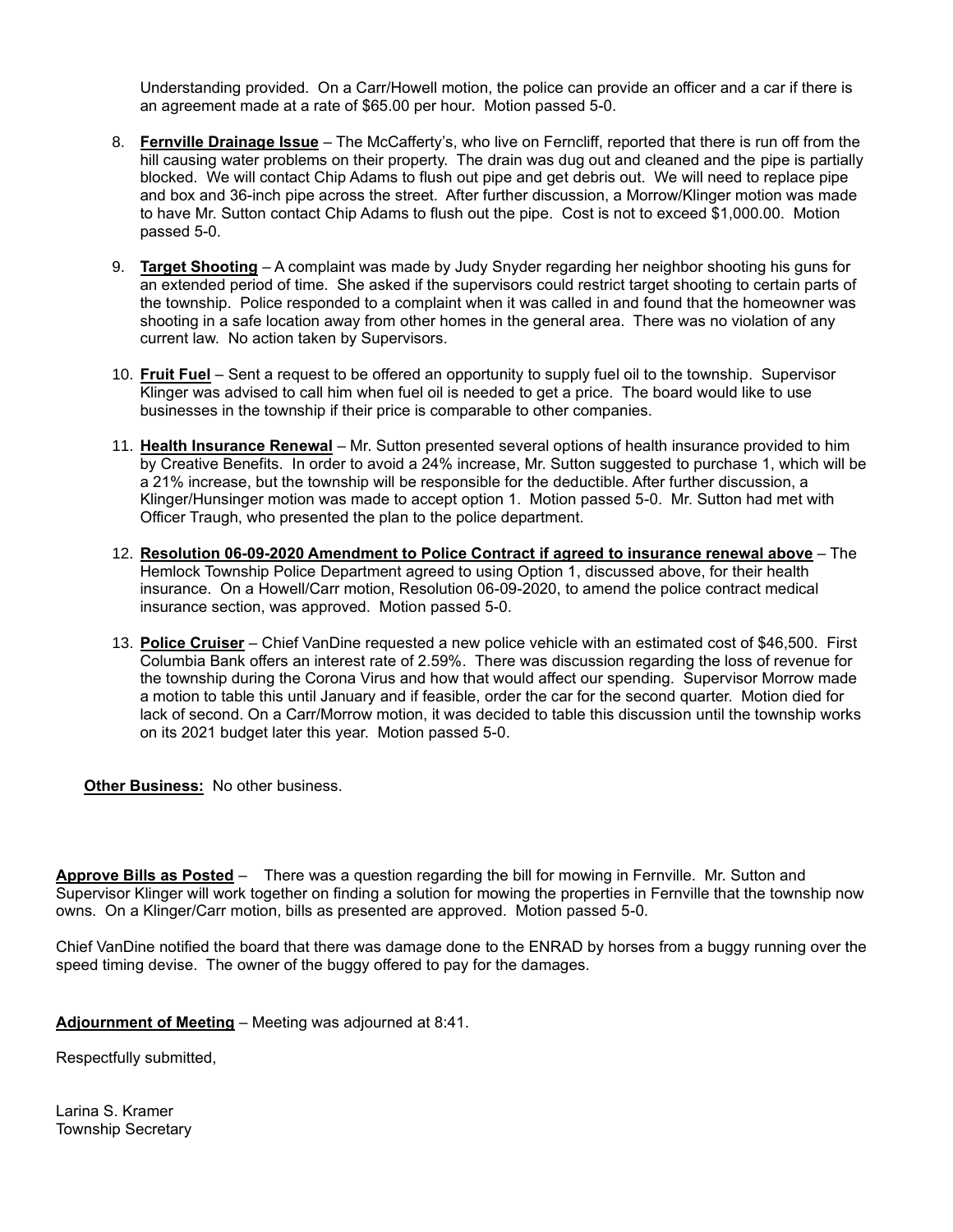Understanding provided. On a Carr/Howell motion, the police can provide an officer and a car if there is an agreement made at a rate of $65.00 per hour. Motion passed 5-0.

8. **Fernville Drainage Issue** – The McCafferty's, who live on Ferncliff, reported that there is run off from the hill causing water problems on their property. The drain was dug out and cleaned and the pipe is partially blocked. We will contact Chip Adams to flush out pipe and get debris out. We will need to replace pipe and box and 36-inch pipe across the street. After further discussion, a Morrow/Klinger motion was made to have Mr. Sutton contact Chip Adams to flush out the pipe. Cost is not to exceed $1,000.00. Motion passed 5-0.

9. **Target Shooting** – A complaint was made by Judy Snyder regarding her neighbor shooting his guns for an extended period of time. She asked if the supervisors could restrict target shooting to certain parts of the township. Police responded to a complaint when it was called in and found that the homeowner was shooting in a safe location away from other homes in the general area. There was no violation of any current law. No action taken by Supervisors.

10. **Fruit Fuel** – Sent a request to be offered an opportunity to supply fuel oil to the township. Supervisor Klinger was advised to call him when fuel oil is needed to get a price. The board would like to use businesses in the township if their price is comparable to other companies.

11. **Health Insurance Renewal** – Mr. Sutton presented several options of health insurance provided to him by Creative Benefits. In order to avoid a 24% increase, Mr. Sutton suggested to purchase 1, which will be a 21% increase, but the township will be responsible for the deductible. After further discussion, a Klinger/Hunsinger motion was made to accept option 1. Motion passed 5-0. Mr. Sutton had met with Officer Traugh, who presented the plan to the police department.

12. **Resolution 06-09-2020 Amendment to Police Contract if agreed to insurance renewal above** – The Hemlock Township Police Department agreed to using Option 1, discussed above, for their health insurance. On a Howell/Carr motion, Resolution 06-09-2020, to amend the police contract medical insurance section, was approved. Motion passed 5-0.

13. **Police Cruiser** – Chief VanDine requested a new police vehicle with an estimated cost of $46,500. First Columbia Bank offers an interest rate of 2.59%. There was discussion regarding the loss of revenue for the township during the Corona Virus and how that would affect our spending. Supervisor Morrow made a motion to table this until January and if feasible, order the car for the second quarter. Motion died for lack of second. On a Carr/Morrow motion, it was decided to table this discussion until the township works on its 2021 budget later this year. Motion passed 5-0.

**Other Business:** No other business.

**Approve Bills as Posted** – There was a question regarding the bill for mowing in Fernville. Mr. Sutton and Supervisor Klinger will work together on finding a solution for mowing the properties in Fernville that the township now owns. On a Klinger/Carr motion, bills as presented are approved. Motion passed 5-0.

Chief VanDine notified the board that there was damage done to the ENRAD by horses from a buggy running over the speed timing devise. The owner of the buggy offered to pay for the damages.

**Adjournment of Meeting** – Meeting was adjourned at 8:41.

Respectfully submitted,

Larina S. Kramer
Township Secretary